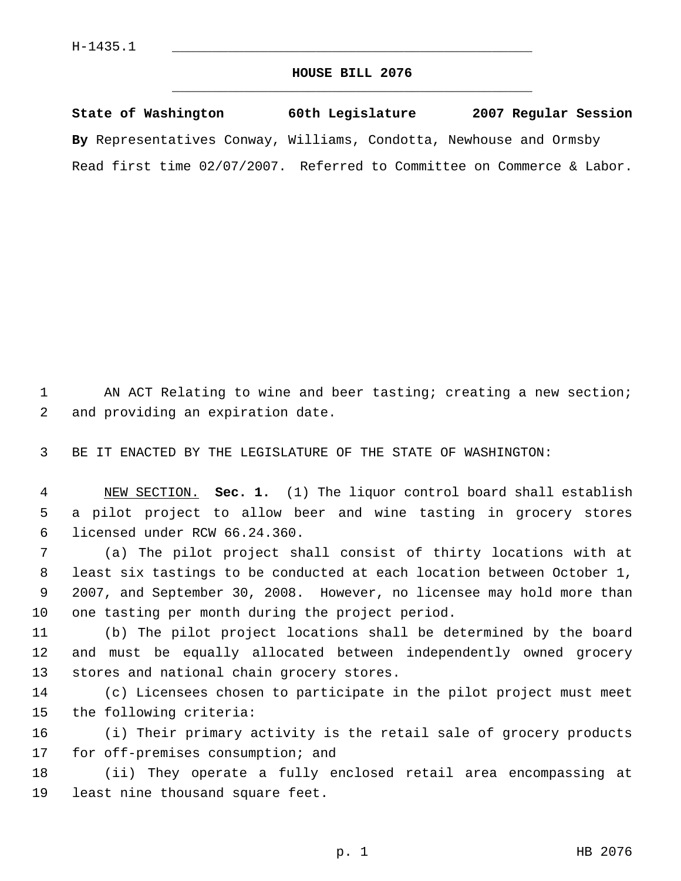H-1435.1

# HOUSE BILL 2076

**State of Washington 60th Legislature 2007 Regular Session**

**By** Representatives Conway, Williams, Condotta, Newhouse and Ormsby

Read first time 02/07/2007. Referred to Committee on Commerce & Labor.

AN ACT Relating to wine and beer tasting; creating a new section; and providing an expiration date.

BE IT ENACTED BY THE LEGISLATURE OF THE STATE OF WASHINGTON:

NEW SECTION. **Sec. 1.** (1) The liquor control board shall establish a pilot project to allow beer and wine tasting in grocery stores licensed under RCW 66.24.360.

(a) The pilot project shall consist of thirty locations with at least six tastings to be conducted at each location between October 1, 2007, and September 30, 2008. However, no licensee may hold more than one tasting per month during the project period.

(b) The pilot project locations shall be determined by the board and must be equally allocated between independently owned grocery stores and national chain grocery stores.

(c) Licensees chosen to participate in the pilot project must meet the following criteria:

(i) Their primary activity is the retail sale of grocery products for off-premises consumption; and

(ii) They operate a fully enclosed retail area encompassing at least nine thousand square feet.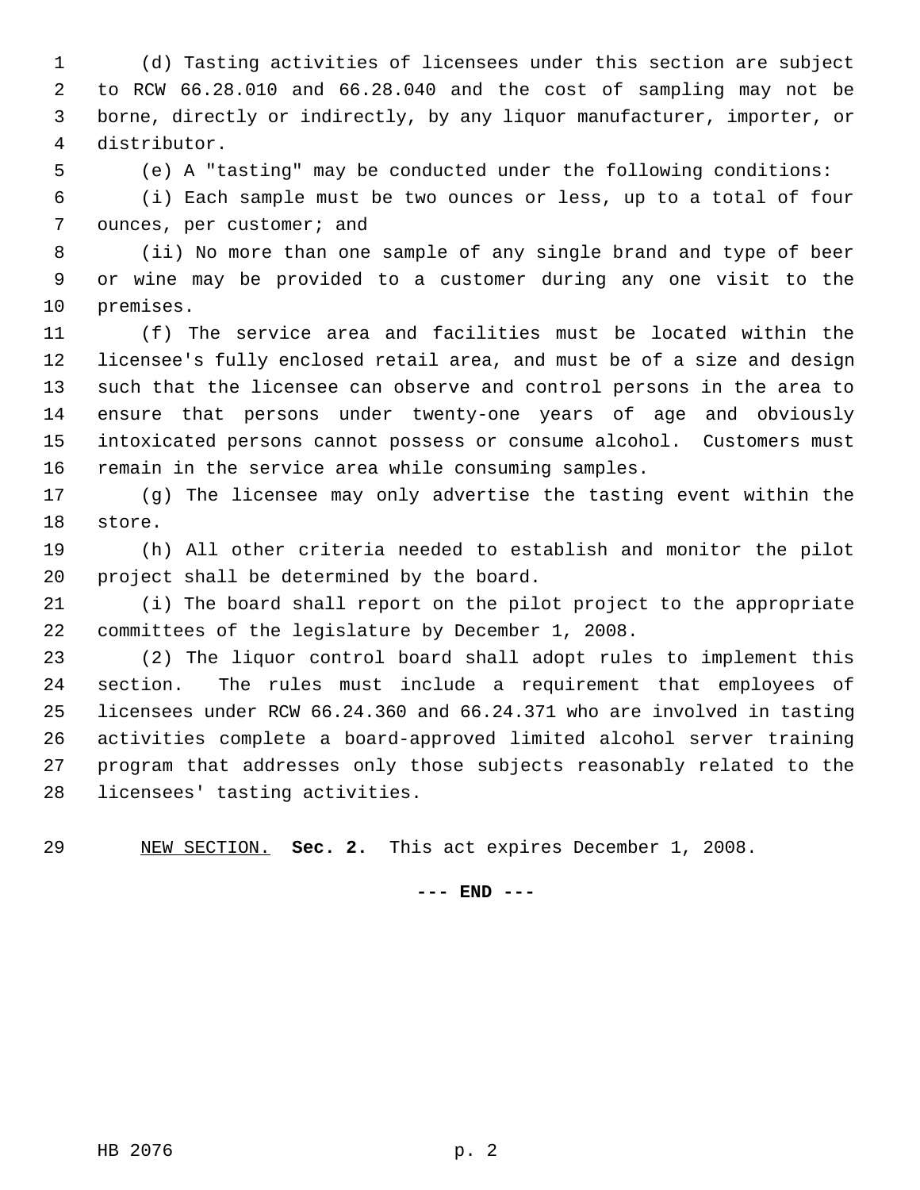(d) Tasting activities of licensees under this section are subject to RCW 66.28.010 and 66.28.040 and the cost of sampling may not be borne, directly or indirectly, by any liquor manufacturer, importer, or distributor.

(e) A "tasting" may be conducted under the following conditions:

(i) Each sample must be two ounces or less, up to a total of four ounces, per customer; and

(ii) No more than one sample of any single brand and type of beer or wine may be provided to a customer during any one visit to the premises.

(f) The service area and facilities must be located within the licensee's fully enclosed retail area, and must be of a size and design such that the licensee can observe and control persons in the area to ensure that persons under twenty-one years of age and obviously intoxicated persons cannot possess or consume alcohol. Customers must remain in the service area while consuming samples.

(g) The licensee may only advertise the tasting event within the store.

(h) All other criteria needed to establish and monitor the pilot project shall be determined by the board.

(i) The board shall report on the pilot project to the appropriate committees of the legislature by December 1, 2008.

(2) The liquor control board shall adopt rules to implement this section. The rules must include a requirement that employees of licensees under RCW 66.24.360 and 66.24.371 who are involved in tasting activities complete a board-approved limited alcohol server training program that addresses only those subjects reasonably related to the licensees' tasting activities.

NEW SECTION. **Sec. 2.** This act expires December 1, 2008.

**--- END ---**